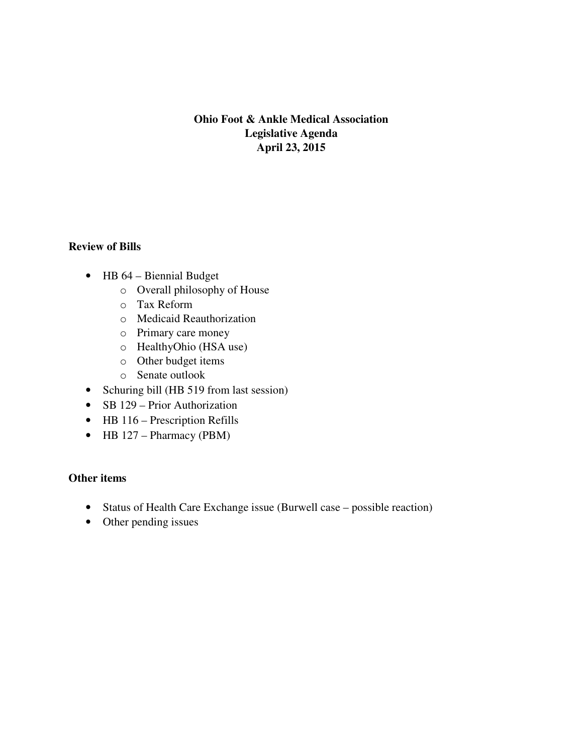# Ohio Foot & Ankle Medical Association
## Legislative Agenda
## April 23, 2015

**Review of Bills**

- HB 64 – Biennial Budget
  - Overall philosophy of House
  - Tax Reform
  - Medicaid Reauthorization
  - Primary care money
  - HealthyOhio (HSA use)
  - Other budget items
  - Senate outlook
- Schuring bill (HB 519 from last session)
- SB 129 – Prior Authorization
- HB 116 – Prescription Refills
- HB 127 – Pharmacy (PBM)

**Other items**

- Status of Health Care Exchange issue (Burwell case – possible reaction)
- Other pending issues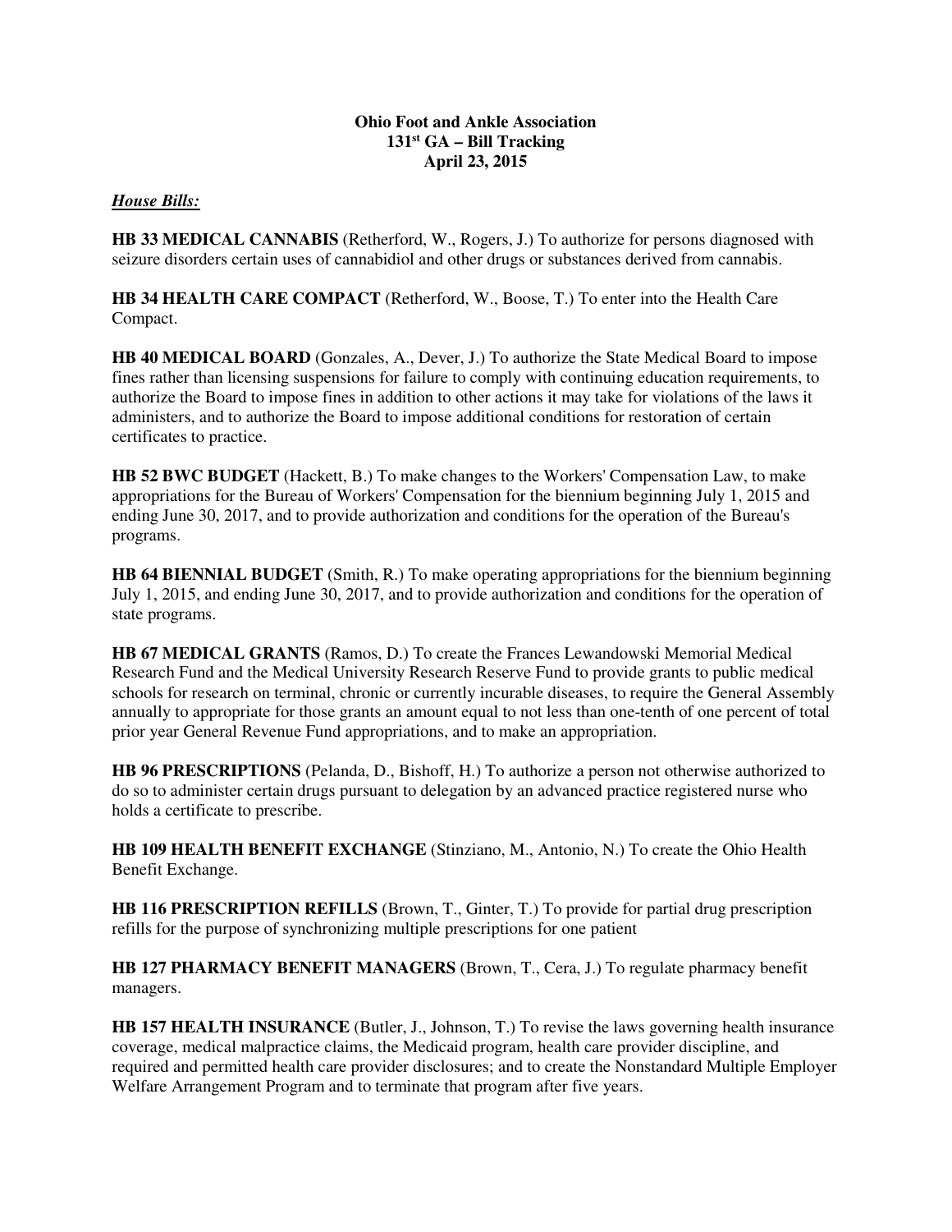**Ohio Foot and Ankle Association**
**131st GA – Bill Tracking**
**April 23, 2015**

***House Bills:***

**HB 33 MEDICAL CANNABIS** (Retherford, W., Rogers, J.) To authorize for persons diagnosed with seizure disorders certain uses of cannabidiol and other drugs or substances derived from cannabis.

**HB 34 HEALTH CARE COMPACT** (Retherford, W., Boose, T.) To enter into the Health Care Compact.

**HB 40 MEDICAL BOARD** (Gonzales, A., Dever, J.) To authorize the State Medical Board to impose fines rather than licensing suspensions for failure to comply with continuing education requirements, to authorize the Board to impose fines in addition to other actions it may take for violations of the laws it administers, and to authorize the Board to impose additional conditions for restoration of certain certificates to practice.

**HB 52 BWC BUDGET** (Hackett, B.) To make changes to the Workers' Compensation Law, to make appropriations for the Bureau of Workers' Compensation for the biennium beginning July 1, 2015 and ending June 30, 2017, and to provide authorization and conditions for the operation of the Bureau's programs.

**HB 64 BIENNIAL BUDGET** (Smith, R.) To make operating appropriations for the biennium beginning July 1, 2015, and ending June 30, 2017, and to provide authorization and conditions for the operation of state programs.

**HB 67 MEDICAL GRANTS** (Ramos, D.) To create the Frances Lewandowski Memorial Medical Research Fund and the Medical University Research Reserve Fund to provide grants to public medical schools for research on terminal, chronic or currently incurable diseases, to require the General Assembly annually to appropriate for those grants an amount equal to not less than one-tenth of one percent of total prior year General Revenue Fund appropriations, and to make an appropriation.

**HB 96 PRESCRIPTIONS** (Pelanda, D., Bishoff, H.) To authorize a person not otherwise authorized to do so to administer certain drugs pursuant to delegation by an advanced practice registered nurse who holds a certificate to prescribe.

**HB 109 HEALTH BENEFIT EXCHANGE** (Stinziano, M., Antonio, N.) To create the Ohio Health Benefit Exchange.

**HB 116 PRESCRIPTION REFILLS** (Brown, T., Ginter, T.) To provide for partial drug prescription refills for the purpose of synchronizing multiple prescriptions for one patient

**HB 127 PHARMACY BENEFIT MANAGERS** (Brown, T., Cera, J.) To regulate pharmacy benefit managers.

**HB 157 HEALTH INSURANCE** (Butler, J., Johnson, T.) To revise the laws governing health insurance coverage, medical malpractice claims, the Medicaid program, health care provider discipline, and required and permitted health care provider disclosures; and to create the Nonstandard Multiple Employer Welfare Arrangement Program and to terminate that program after five years.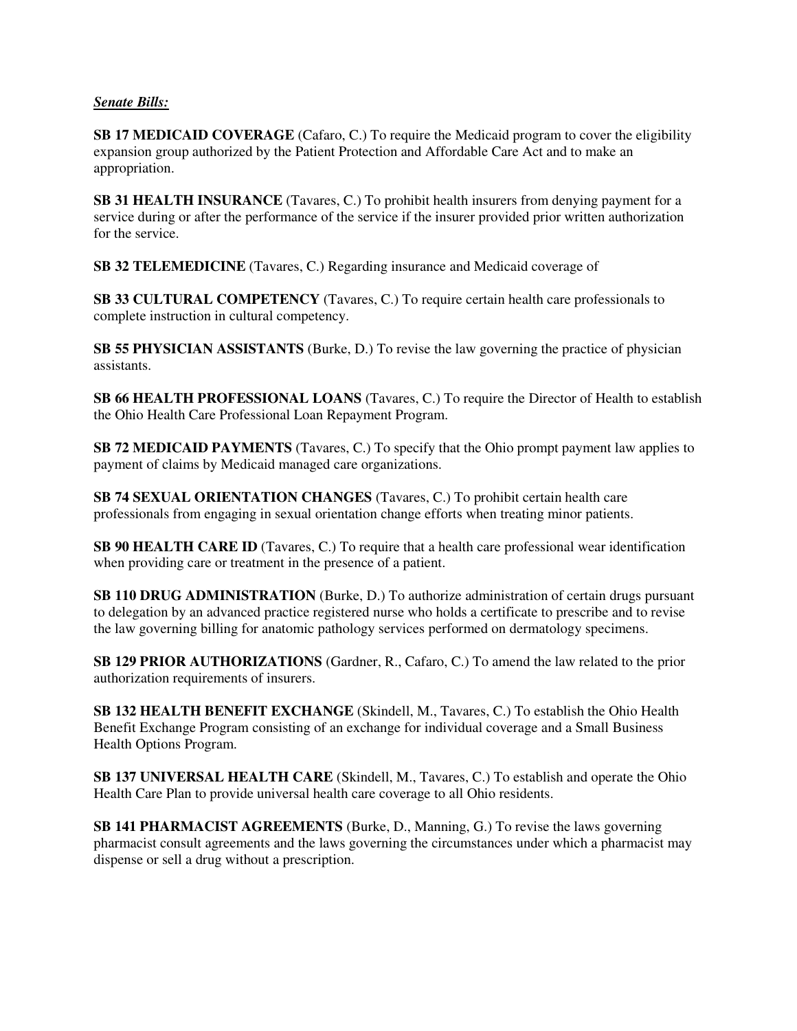***Senate Bills:***

**SB 17 MEDICAID COVERAGE** (Cafaro, C.) To require the Medicaid program to cover the eligibility expansion group authorized by the Patient Protection and Affordable Care Act and to make an appropriation.

**SB 31 HEALTH INSURANCE** (Tavares, C.) To prohibit health insurers from denying payment for a service during or after the performance of the service if the insurer provided prior written authorization for the service.

**SB 32 TELEMEDICINE** (Tavares, C.) Regarding insurance and Medicaid coverage of

**SB 33 CULTURAL COMPETENCY** (Tavares, C.) To require certain health care professionals to complete instruction in cultural competency.

**SB 55 PHYSICIAN ASSISTANTS** (Burke, D.) To revise the law governing the practice of physician assistants.

**SB 66 HEALTH PROFESSIONAL LOANS** (Tavares, C.) To require the Director of Health to establish the Ohio Health Care Professional Loan Repayment Program.

**SB 72 MEDICAID PAYMENTS** (Tavares, C.) To specify that the Ohio prompt payment law applies to payment of claims by Medicaid managed care organizations.

**SB 74 SEXUAL ORIENTATION CHANGES** (Tavares, C.) To prohibit certain health care professionals from engaging in sexual orientation change efforts when treating minor patients.

**SB 90 HEALTH CARE ID** (Tavares, C.) To require that a health care professional wear identification when providing care or treatment in the presence of a patient.

**SB 110 DRUG ADMINISTRATION** (Burke, D.) To authorize administration of certain drugs pursuant to delegation by an advanced practice registered nurse who holds a certificate to prescribe and to revise the law governing billing for anatomic pathology services performed on dermatology specimens.

**SB 129 PRIOR AUTHORIZATIONS** (Gardner, R., Cafaro, C.) To amend the law related to the prior authorization requirements of insurers.

**SB 132 HEALTH BENEFIT EXCHANGE** (Skindell, M., Tavares, C.) To establish the Ohio Health Benefit Exchange Program consisting of an exchange for individual coverage and a Small Business Health Options Program.

**SB 137 UNIVERSAL HEALTH CARE** (Skindell, M., Tavares, C.) To establish and operate the Ohio Health Care Plan to provide universal health care coverage to all Ohio residents.

**SB 141 PHARMACIST AGREEMENTS** (Burke, D., Manning, G.) To revise the laws governing pharmacist consult agreements and the laws governing the circumstances under which a pharmacist may dispense or sell a drug without a prescription.